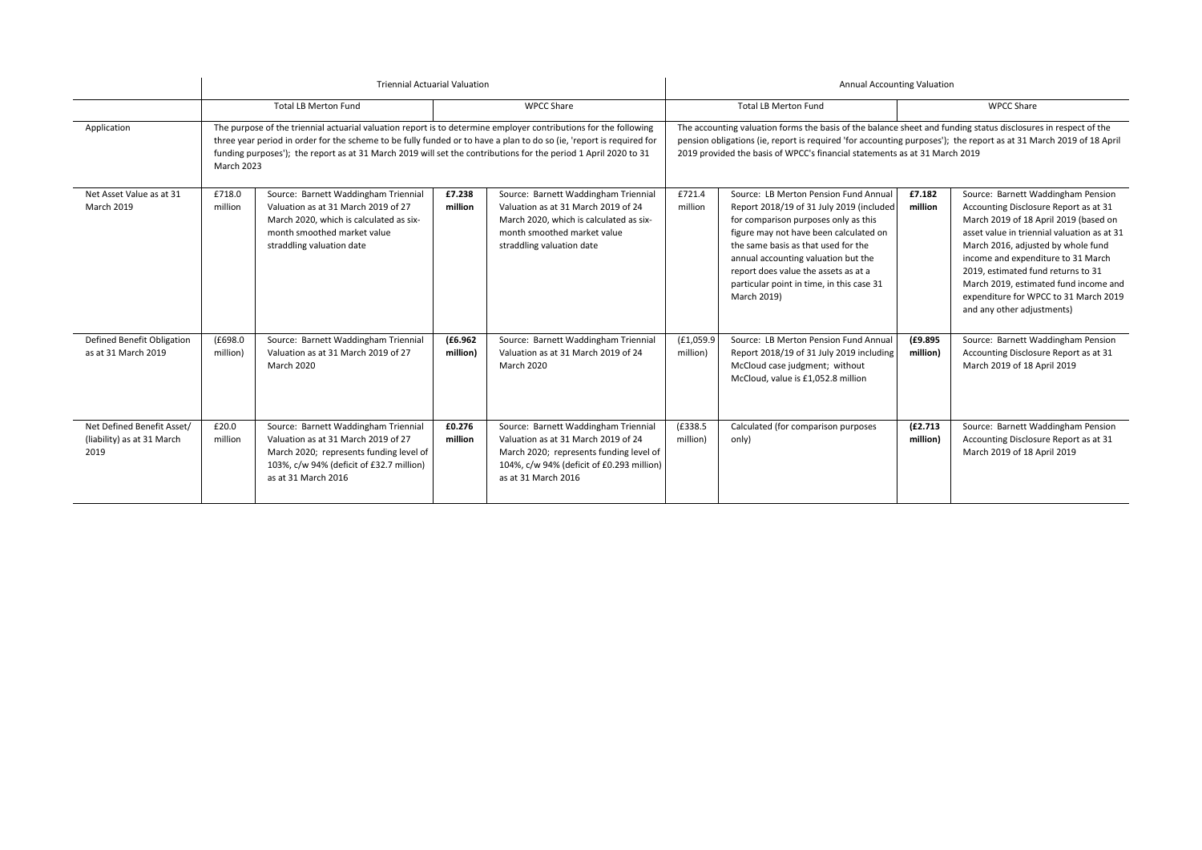| | Triennial Actuarial Valuation | | | | Annual Accounting Valuation | | | |
|---|---|---|---|---|---|---|---|---|
| | Total LB Merton Fund | | WPCC Share | | Total LB Merton Fund | | WPCC Share | |
| Application | The purpose of the triennial actuarial valuation report is to determine employer contributions for the following three year period in order for the scheme to be fully funded or to have a plan to do so (ie, 'report is required for funding purposes'); the report as at 31 March 2019 will set the contributions for the period 1 April 2020 to 31 March 2023 | | | | The accounting valuation forms the basis of the balance sheet and funding status disclosures in respect of the pension obligations (ie, report is required 'for accounting purposes'); the report as at 31 March 2019 of 18 April 2019 provided the basis of WPCC's financial statements as at 31 March 2019 | | | |
| Net Asset Value as at 31 March 2019 | £718.0 million | Source: Barnett Waddingham Triennial Valuation as at 31 March 2019 of 27 March 2020, which is calculated as six-month smoothed market value straddling valuation date | **£7.238 million** | Source: Barnett Waddingham Triennial Valuation as at 31 March 2019 of 24 March 2020, which is calculated as six-month smoothed market value straddling valuation date | £721.4 million | Source: LB Merton Pension Fund Annual Report 2018/19 of 31 July 2019 (included for comparison purposes only as this figure may not have been calculated on the same basis as that used for the annual accounting valuation but the report does value the assets as at a particular point in time, in this case 31 March 2019) | **£7.182 million** | Source: Barnett Waddingham Pension Accounting Disclosure Report as at 31 March 2019 of 18 April 2019 (based on asset value in triennial valuation as at 31 March 2016, adjusted by whole fund income and expenditure to 31 March 2019, estimated fund returns to 31 March 2019, estimated fund income and expenditure for WPCC to 31 March 2019 and any other adjustments) |
| Defined Benefit Obligation as at 31 March 2019 | (£698.0 million) | Source: Barnett Waddingham Triennial Valuation as at 31 March 2019 of 27 March 2020 | **(£6.962 million)** | Source: Barnett Waddingham Triennial Valuation as at 31 March 2019 of 24 March 2020 | (£1,059.9 million) | Source: LB Merton Pension Fund Annual Report 2018/19 of 31 July 2019 including McCloud case judgment; without McCloud, value is £1,052.8 million | **(£9.895 million)** | Source: Barnett Waddingham Pension Accounting Disclosure Report as at 31 March 2019 of 18 April 2019 |
| Net Defined Benefit Asset/ (liability) as at 31 March 2019 | £20.0 million | Source: Barnett Waddingham Triennial Valuation as at 31 March 2019 of 27 March 2020; represents funding level of 103%, c/w 94% (deficit of £32.7 million) as at 31 March 2016 | **£0.276 million** | Source: Barnett Waddingham Triennial Valuation as at 31 March 2019 of 24 March 2020; represents funding level of 104%, c/w 94% (deficit of £0.293 million) as at 31 March 2016 | (£338.5 million) | Calculated (for comparison purposes only) | **(£2.713 million)** | Source: Barnett Waddingham Pension Accounting Disclosure Report as at 31 March 2019 of 18 April 2019 |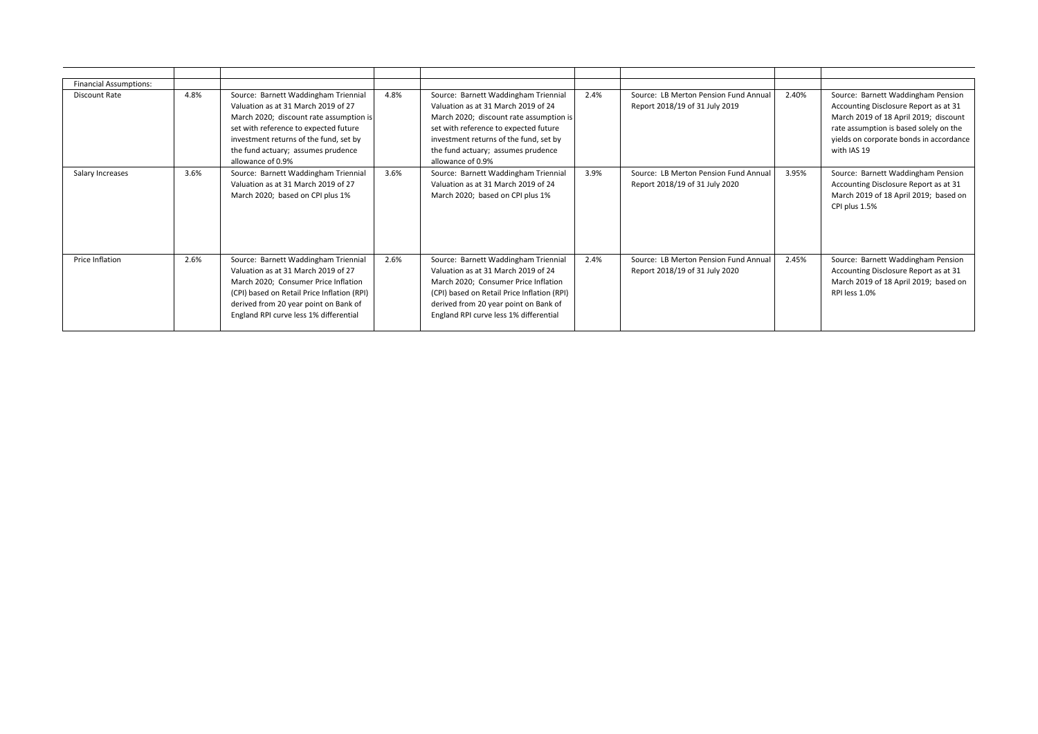| | | | | | | | | |
|---|---|---|---|---|---|---|---|---|
| Financial Assumptions: | | | | | | | | |
| Discount Rate | 4.8% | Source: Barnett Waddingham Triennial Valuation as at 31 March 2019 of 27 March 2020; discount rate assumption is set with reference to expected future investment returns of the fund, set by the fund actuary; assumes prudence allowance of 0.9% | 4.8% | Source: Barnett Waddingham Triennial Valuation as at 31 March 2019 of 24 March 2020; discount rate assumption is set with reference to expected future investment returns of the fund, set by the fund actuary; assumes prudence allowance of 0.9% | 2.4% | Source: LB Merton Pension Fund Annual Report 2018/19 of 31 July 2019 | 2.40% | Source: Barnett Waddingham Pension Accounting Disclosure Report as at 31 March 2019 of 18 April 2019; discount rate assumption is based solely on the yields on corporate bonds in accordance with IAS 19 |
| Salary Increases | 3.6% | Source: Barnett Waddingham Triennial Valuation as at 31 March 2019 of 27 March 2020; based on CPI plus 1% | 3.6% | Source: Barnett Waddingham Triennial Valuation as at 31 March 2019 of 24 March 2020; based on CPI plus 1% | 3.9% | Source: LB Merton Pension Fund Annual Report 2018/19 of 31 July 2020 | 3.95% | Source: Barnett Waddingham Pension Accounting Disclosure Report as at 31 March 2019 of 18 April 2019; based on CPI plus 1.5% |
| Price Inflation | 2.6% | Source: Barnett Waddingham Triennial Valuation as at 31 March 2019 of 27 March 2020; Consumer Price Inflation (CPI) based on Retail Price Inflation (RPI) derived from 20 year point on Bank of England RPI curve less 1% differential | 2.6% | Source: Barnett Waddingham Triennial Valuation as at 31 March 2019 of 24 March 2020; Consumer Price Inflation (CPI) based on Retail Price Inflation (RPI) derived from 20 year point on Bank of England RPI curve less 1% differential | 2.4% | Source: LB Merton Pension Fund Annual Report 2018/19 of 31 July 2020 | 2.45% | Source: Barnett Waddingham Pension Accounting Disclosure Report as at 31 March 2019 of 18 April 2019; based on RPI less 1.0% |